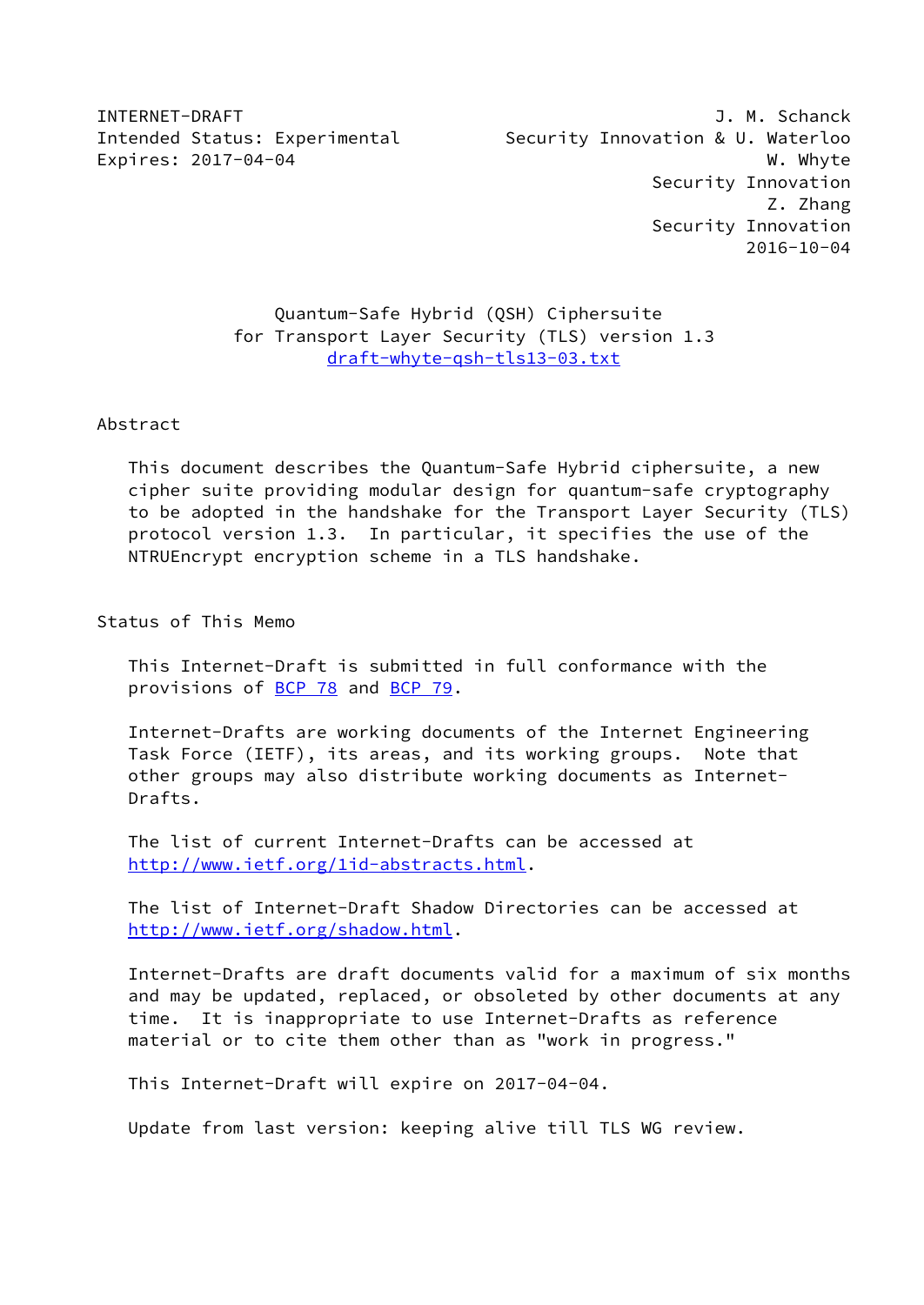INTERNET-DRAFT J. M. Schanck
Intended Status: Experimental Security Innovation & U. Waterloo
Expires: 2017-04-04 W. Whyte
Security Innovation
Z. Zhang
Security Innovation
2016-10-04

# Quantum-Safe Hybrid (QSH) Ciphersuite for Transport Layer Security (TLS) version 1.3

draft-whyte-qsh-tls13-03.txt

## Abstract

This document describes the Quantum-Safe Hybrid ciphersuite, a new cipher suite providing modular design for quantum-safe cryptography to be adopted in the handshake for the Transport Layer Security (TLS) protocol version 1.3. In particular, it specifies the use of the NTRUEncrypt encryption scheme in a TLS handshake.

## Status of This Memo

This Internet-Draft is submitted in full conformance with the provisions of BCP 78 and BCP 79.

Internet-Drafts are working documents of the Internet Engineering Task Force (IETF), its areas, and its working groups. Note that other groups may also distribute working documents as Internet-Drafts.

The list of current Internet-Drafts can be accessed at http://www.ietf.org/1id-abstracts.html.

The list of Internet-Draft Shadow Directories can be accessed at http://www.ietf.org/shadow.html.

Internet-Drafts are draft documents valid for a maximum of six months and may be updated, replaced, or obsoleted by other documents at any time. It is inappropriate to use Internet-Drafts as reference material or to cite them other than as "work in progress."

This Internet-Draft will expire on 2017-04-04.

Update from last version: keeping alive till TLS WG review.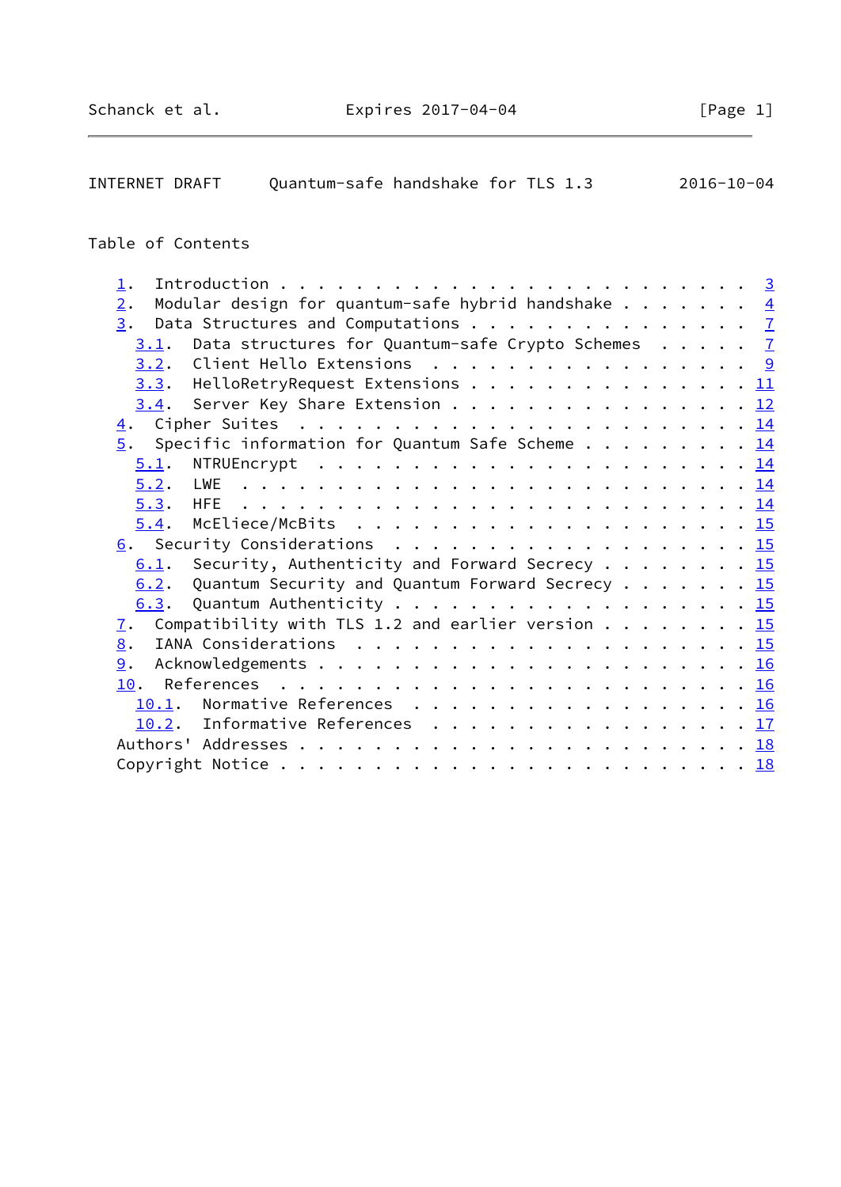Table of Contents

```
   1.  Introduction . . . . . . . . . . . . . . . . . . . . . . . .  3
   2.  Modular design for quantum-safe hybrid handshake . . . . . . .  4
   3.  Data Structures and Computations . . . . . . . . . . . . . . .  7
     3.1.  Data structures for Quantum-safe Crypto Schemes . . . . .  7
     3.2.  Client Hello Extensions  . . . . . . . . . . . . . . . . .  9
     3.3.  HelloRetryRequest Extensions . . . . . . . . . . . . . . . 11
     3.4.  Server Key Share Extension . . . . . . . . . . . . . . . . 12
   4.  Cipher Suites  . . . . . . . . . . . . . . . . . . . . . . . . 14
   5.  Specific information for Quantum Safe Scheme . . . . . . . . . 14
     5.1.  NTRUEncrypt  . . . . . . . . . . . . . . . . . . . . . . . 14
     5.2.  LWE  . . . . . . . . . . . . . . . . . . . . . . . . . . . 14
     5.3.  HFE  . . . . . . . . . . . . . . . . . . . . . . . . . . . 14
     5.4.  McEliece/McBits  . . . . . . . . . . . . . . . . . . . . . 15
   6.  Security Considerations  . . . . . . . . . . . . . . . . . . . 15
     6.1.  Security, Authenticity and Forward Secrecy . . . . . . . . 15
     6.2.  Quantum Security and Quantum Forward Secrecy . . . . . . . 15
     6.3.  Quantum Authenticity . . . . . . . . . . . . . . . . . . . 15
   7.  Compatibility with TLS 1.2 and earlier version . . . . . . . . 15
   8.  IANA Considerations  . . . . . . . . . . . . . . . . . . . . . 15
   9.  Acknowledgements . . . . . . . . . . . . . . . . . . . . . . . 16
   10.  References  . . . . . . . . . . . . . . . . . . . . . . . . . 16
     10.1.  Normative References  . . . . . . . . . . . . . . . . . . 16
     10.2.  Informative References  . . . . . . . . . . . . . . . . . 17
   Authors' Addresses . . . . . . . . . . . . . . . . . . . . . . . . 18
   Copyright Notice . . . . . . . . . . . . . . . . . . . . . . . . . 18
```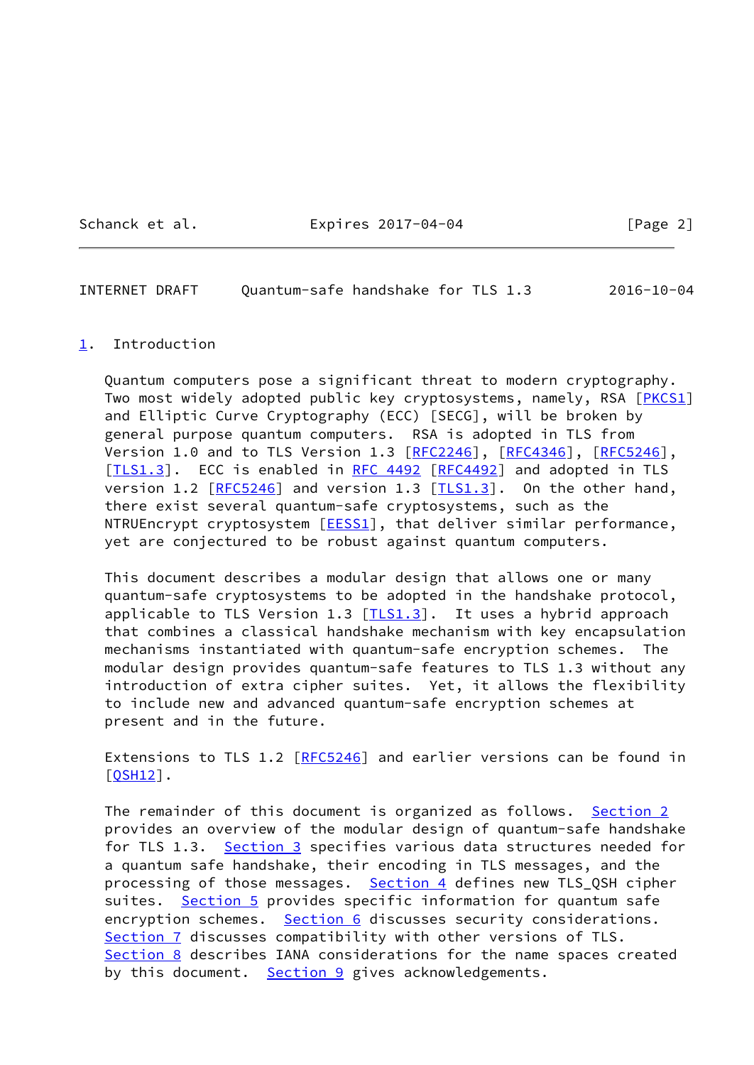# 1. Introduction

Quantum computers pose a significant threat to modern cryptography. Two most widely adopted public key cryptosystems, namely, RSA [PKCS1] and Elliptic Curve Cryptography (ECC) [SECG], will be broken by general purpose quantum computers. RSA is adopted in TLS from Version 1.0 and to TLS Version 1.3 [RFC2246], [RFC4346], [RFC5246], [TLS1.3]. ECC is enabled in RFC 4492 [RFC4492] and adopted in TLS version 1.2 [RFC5246] and version 1.3 [TLS1.3]. On the other hand, there exist several quantum-safe cryptosystems, such as the NTRUEncrypt cryptosystem [EESS1], that deliver similar performance, yet are conjectured to be robust against quantum computers.

This document describes a modular design that allows one or many quantum-safe cryptosystems to be adopted in the handshake protocol, applicable to TLS Version 1.3 [TLS1.3]. It uses a hybrid approach that combines a classical handshake mechanism with key encapsulation mechanisms instantiated with quantum-safe encryption schemes. The modular design provides quantum-safe features to TLS 1.3 without any introduction of extra cipher suites. Yet, it allows the flexibility to include new and advanced quantum-safe encryption schemes at present and in the future.

Extensions to TLS 1.2 [RFC5246] and earlier versions can be found in [QSH12].

The remainder of this document is organized as follows. Section 2 provides an overview of the modular design of quantum-safe handshake for TLS 1.3. Section 3 specifies various data structures needed for a quantum safe handshake, their encoding in TLS messages, and the processing of those messages. Section 4 defines new TLS_QSH cipher suites. Section 5 provides specific information for quantum safe encryption schemes. Section 6 discusses security considerations. Section 7 discusses compatibility with other versions of TLS. Section 8 describes IANA considerations for the name spaces created by this document. Section 9 gives acknowledgements.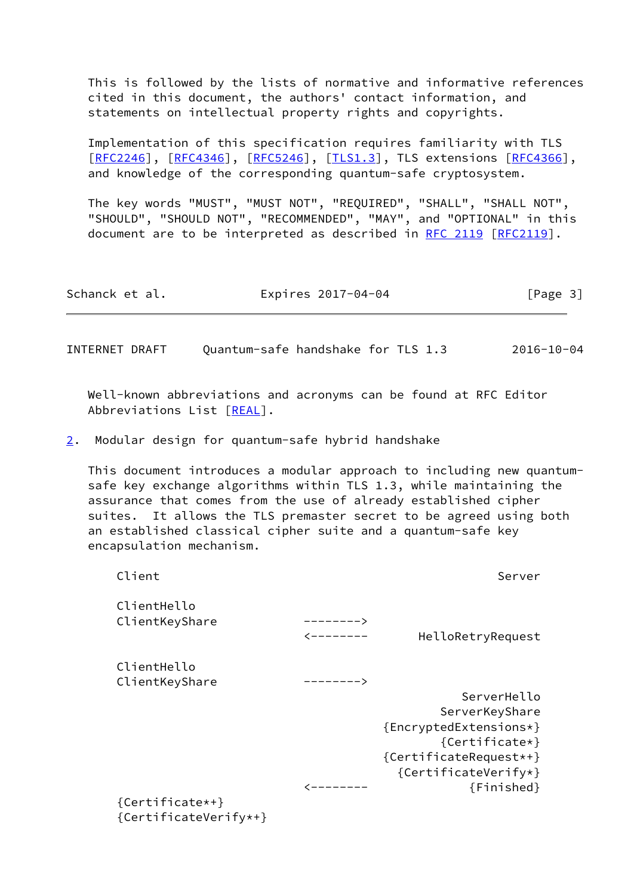This is followed by the lists of normative and informative references cited in this document, the authors' contact information, and statements on intellectual property rights and copyrights.

Implementation of this specification requires familiarity with TLS [RFC2246], [RFC4346], [RFC5246], [TLS1.3], TLS extensions [RFC4366], and knowledge of the corresponding quantum-safe cryptosystem.

The key words "MUST", "MUST NOT", "REQUIRED", "SHALL", "SHALL NOT", "SHOULD", "SHOULD NOT", "RECOMMENDED", "MAY", and "OPTIONAL" in this document are to be interpreted as described in RFC 2119 [RFC2119].

Well-known abbreviations and acronyms can be found at RFC Editor Abbreviations List [REAL].

## 2. Modular design for quantum-safe hybrid handshake

This document introduces a modular approach to including new quantum-safe key exchange algorithms within TLS 1.3, while maintaining the assurance that comes from the use of already established cipher suites. It allows the TLS premaster secret to be agreed using both an established classical cipher suite and a quantum-safe key encapsulation mechanism.

```
Client                                               Server

ClientHello
ClientKeyShare              -------->
                            <--------       HelloRetryRequest

ClientHello
ClientKeyShare              -------->
                                                ServerHello
                                             ServerKeyShare
                                     {EncryptedExtensions*}
                                             {Certificate*}
                                     {CertificateRequest**}
                                       {CertificateVerify*}
                            <--------            {Finished}
{Certificate**}
{CertificateVerify**}
```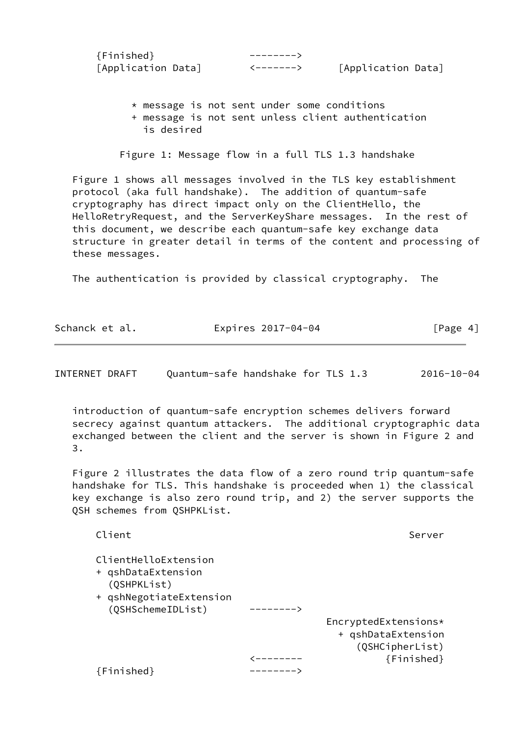```
    {Finished}              -------->
    [Application Data]      <------->      [Application Data]


          * message is not sent under some conditions
          + message is not sent unless client authentication
            is desired

        Figure 1: Message flow in a full TLS 1.3 handshake
```

Figure 1 shows all messages involved in the TLS key establishment protocol (aka full handshake). The addition of quantum-safe cryptography has direct impact only on the ClientHello, the HelloRetryRequest, and the ServerKeyShare messages. In the rest of this document, we describe each quantum-safe key exchange data structure in greater detail in terms of the content and processing of these messages.

The authentication is provided by classical cryptography. The introduction of quantum-safe encryption schemes delivers forward secrecy against quantum attackers. The additional cryptographic data exchanged between the client and the server is shown in Figure 2 and 3.

Figure 2 illustrates the data flow of a zero round trip quantum-safe handshake for TLS. This handshake is proceeded when 1) the classical key exchange is also zero round trip, and 2) the server supports the QSH schemes from QSHPKList.

```
    Client                                                 Server

    ClientHelloExtension
    + qshDataExtension
      (QSHPKList)
    + qshNegotiateExtension
      (QSHSchemeIDList)       -------->
                                          EncryptedExtensions*
                                            + qshDataExtension
                                               (QSHCipherList)
                              <--------             {Finished}
    {Finished}                -------->
```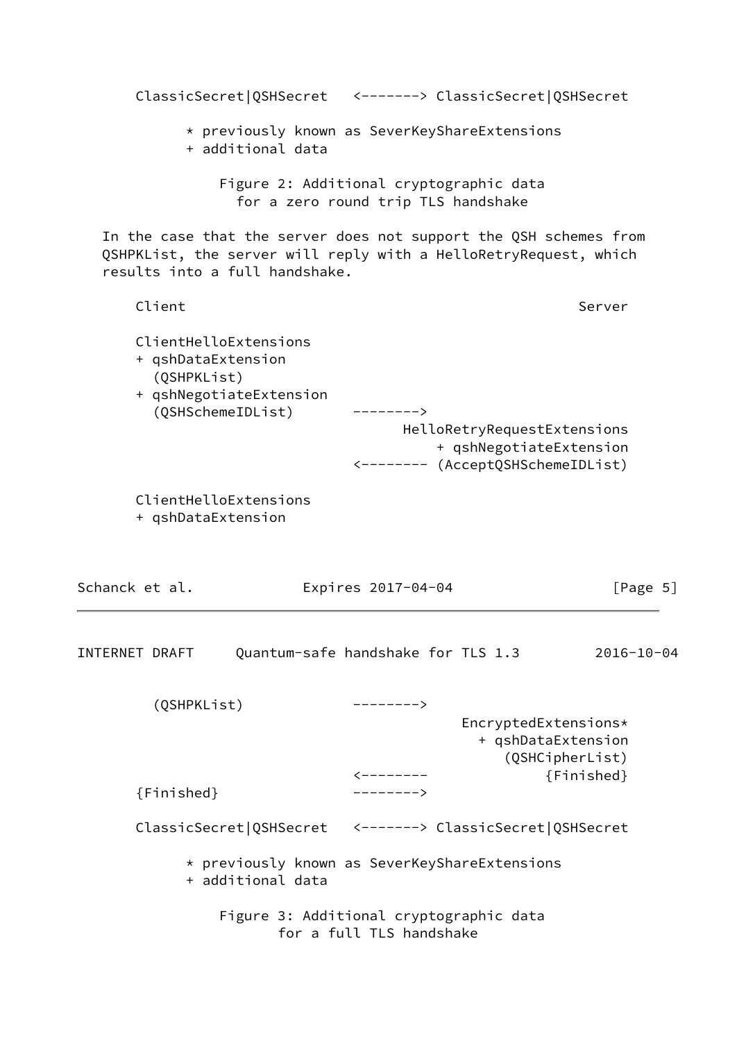```
      ClassicSecret|QSHSecret   <-------> ClassicSecret|QSHSecret

            * previously known as SeverKeyShareExtensions
            + additional data
```

Figure 2: Additional cryptographic data for a zero round trip TLS handshake

In the case that the server does not support the QSH schemes from QSHPKList, the server will reply with a HelloRetryRequest, which results into a full handshake.

```
      Client                                               Server

      ClientHelloExtensions
      + qshDataExtension
        (QSHPKList)
      + qshNegotiateExtension
        (QSHSchemeIDList)       -------->
                                      HelloRetryRequestExtensions
                                          + qshNegotiateExtension
                                <-------- (AcceptQSHSchemeIDList)

      ClientHelloExtensions
      + qshDataExtension
        (QSHPKList)             -------->
                                              EncryptedExtensions*
                                                + qshDataExtension
                                                   (QSHCipherList)
                                <--------               {Finished}
      {Finished}                -------->

      ClassicSecret|QSHSecret   <-------> ClassicSecret|QSHSecret

            * previously known as SeverKeyShareExtensions
            + additional data
```

Figure 3: Additional cryptographic data for a full TLS handshake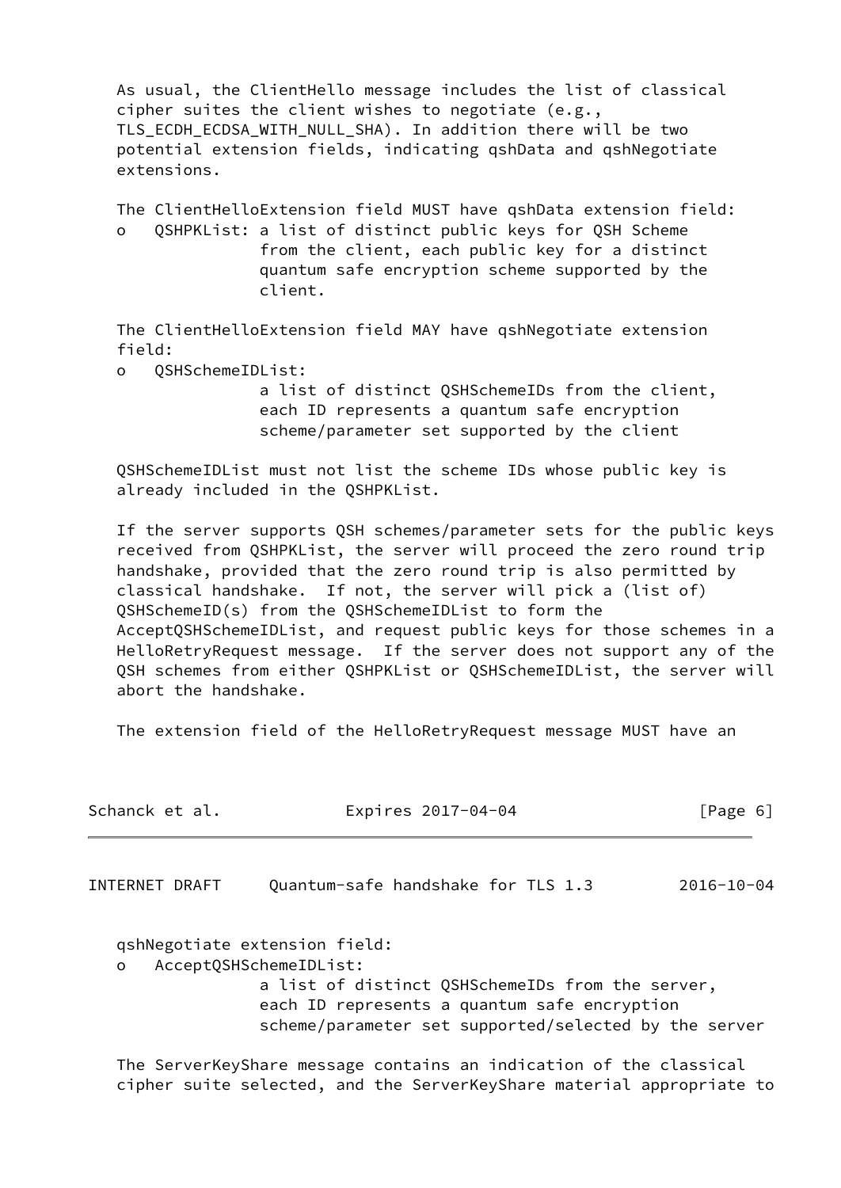As usual, the ClientHello message includes the list of classical cipher suites the client wishes to negotiate (e.g., TLS_ECDH_ECDSA_WITH_NULL_SHA). In addition there will be two potential extension fields, indicating qshData and qshNegotiate extensions.

The ClientHelloExtension field MUST have qshData extension field:

- QSHPKList: a list of distinct public keys for QSH Scheme from the client, each public key for a distinct quantum safe encryption scheme supported by the client.

The ClientHelloExtension field MAY have qshNegotiate extension field:

- QSHSchemeIDList: a list of distinct QSHSchemeIDs from the client, each ID represents a quantum safe encryption scheme/parameter set supported by the client

QSHSchemeIDList must not list the scheme IDs whose public key is already included in the QSHPKList.

If the server supports QSH schemes/parameter sets for the public keys received from QSHPKList, the server will proceed the zero round trip handshake, provided that the zero round trip is also permitted by classical handshake. If not, the server will pick a (list of) QSHSchemeID(s) from the QSHSchemeIDList to form the AcceptQSHSchemeIDList, and request public keys for those schemes in a HelloRetryRequest message. If the server does not support any of the QSH schemes from either QSHPKList or QSHSchemeIDList, the server will abort the handshake.

The extension field of the HelloRetryRequest message MUST have an qshNegotiate extension field:

- AcceptQSHSchemeIDList: a list of distinct QSHSchemeIDs from the server, each ID represents a quantum safe encryption scheme/parameter set supported/selected by the server

The ServerKeyShare message contains an indication of the classical cipher suite selected, and the ServerKeyShare material appropriate to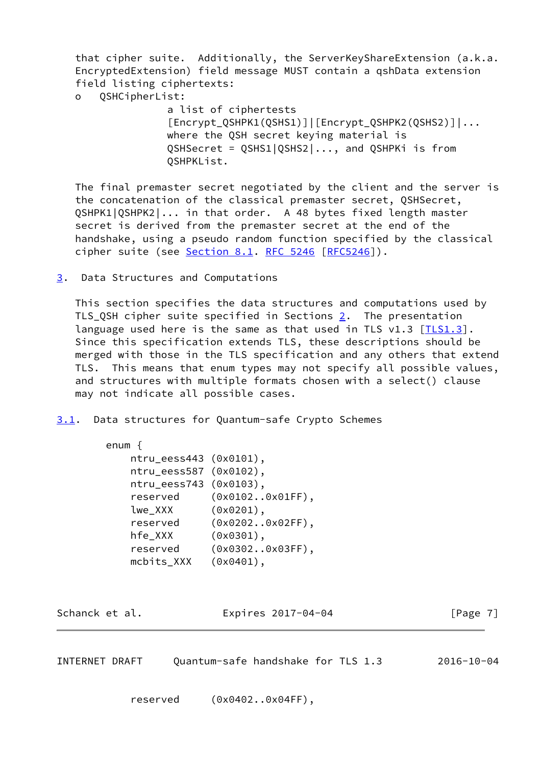that cipher suite. Additionally, the ServerKeyShareExtension (a.k.a. EncryptedExtension) field message MUST contain a qshData extension field listing ciphertexts:

- QSHCipherList:
  a list of ciphertests [Encrypt_QSHPK1(QSHS1)]|[Encrypt_QSHPK2(QSHS2)]|... where the QSH secret keying material is QSHSecret = QSHS1|QSHS2|..., and QSHPKi is from QSHPKList.

The final premaster secret negotiated by the client and the server is the concatenation of the classical premaster secret, QSHSecret, QSHPK1|QSHPK2|... in that order. A 48 bytes fixed length master secret is derived from the premaster secret at the end of the handshake, using a pseudo random function specified by the classical cipher suite (see Section 8.1. RFC 5246 [RFC5246]).

## 3. Data Structures and Computations

This section specifies the data structures and computations used by TLS_QSH cipher suite specified in Sections 2. The presentation language used here is the same as that used in TLS v1.3 [TLS1.3]. Since this specification extends TLS, these descriptions should be merged with those in the TLS specification and any others that extend TLS. This means that enum types may not specify all possible values, and structures with multiple formats chosen with a select() clause may not indicate all possible cases.

### 3.1. Data structures for Quantum-safe Crypto Schemes

```
enum {
    ntru_eess443 (0x0101),
    ntru_eess587 (0x0102),
    ntru_eess743 (0x0103),
    reserved     (0x0102..0x01FF),
    lwe_XXX      (0x0201),
    reserved     (0x0202..0x02FF),
    hfe_XXX      (0x0301),
    reserved     (0x0302..0x03FF),
    mcbits_XXX   (0x0401),
    reserved     (0x0402..0x04FF),
```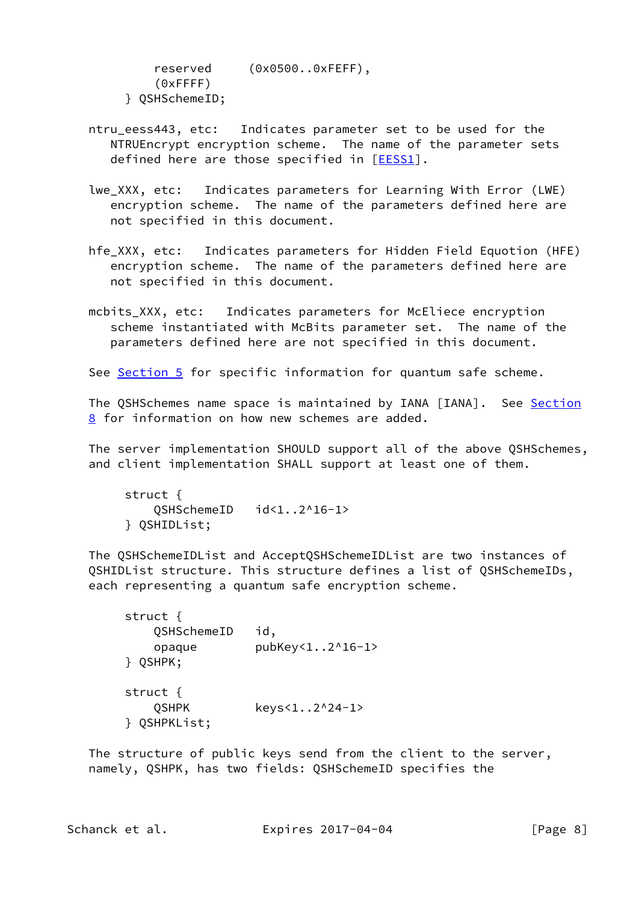```
          reserved     (0x0500..0xFEFF),
          (0xFFFF)
      } QSHSchemeID;
```

ntru_eess443, etc: Indicates parameter set to be used for the NTRUEncrypt encryption scheme. The name of the parameter sets defined here are those specified in [EESS1].

lwe_XXX, etc: Indicates parameters for Learning With Error (LWE) encryption scheme. The name of the parameters defined here are not specified in this document.

hfe_XXX, etc: Indicates parameters for Hidden Field Equotion (HFE) encryption scheme. The name of the parameters defined here are not specified in this document.

mcbits_XXX, etc: Indicates parameters for McEliece encryption scheme instantiated with McBits parameter set. The name of the parameters defined here are not specified in this document.

See Section 5 for specific information for quantum safe scheme.

The QSHSchemes name space is maintained by IANA [IANA]. See Section 8 for information on how new schemes are added.

The server implementation SHOULD support all of the above QSHSchemes, and client implementation SHALL support at least one of them.

```
      struct {
          QSHSchemeID   id<1..2^16-1>
      } QSHIDList;
```

The QSHSchemeIDList and AcceptQSHSchemeIDList are two instances of QSHIDList structure. This structure defines a list of QSHSchemeIDs, each representing a quantum safe encryption scheme.

```
      struct {
          QSHSchemeID   id,
          opaque        pubKey<1..2^16-1>
      } QSHPK;

      struct {
          QSHPK         keys<1..2^24-1>
      } QSHPKList;
```

The structure of public keys send from the client to the server, namely, QSHPK, has two fields: QSHSchemeID specifies the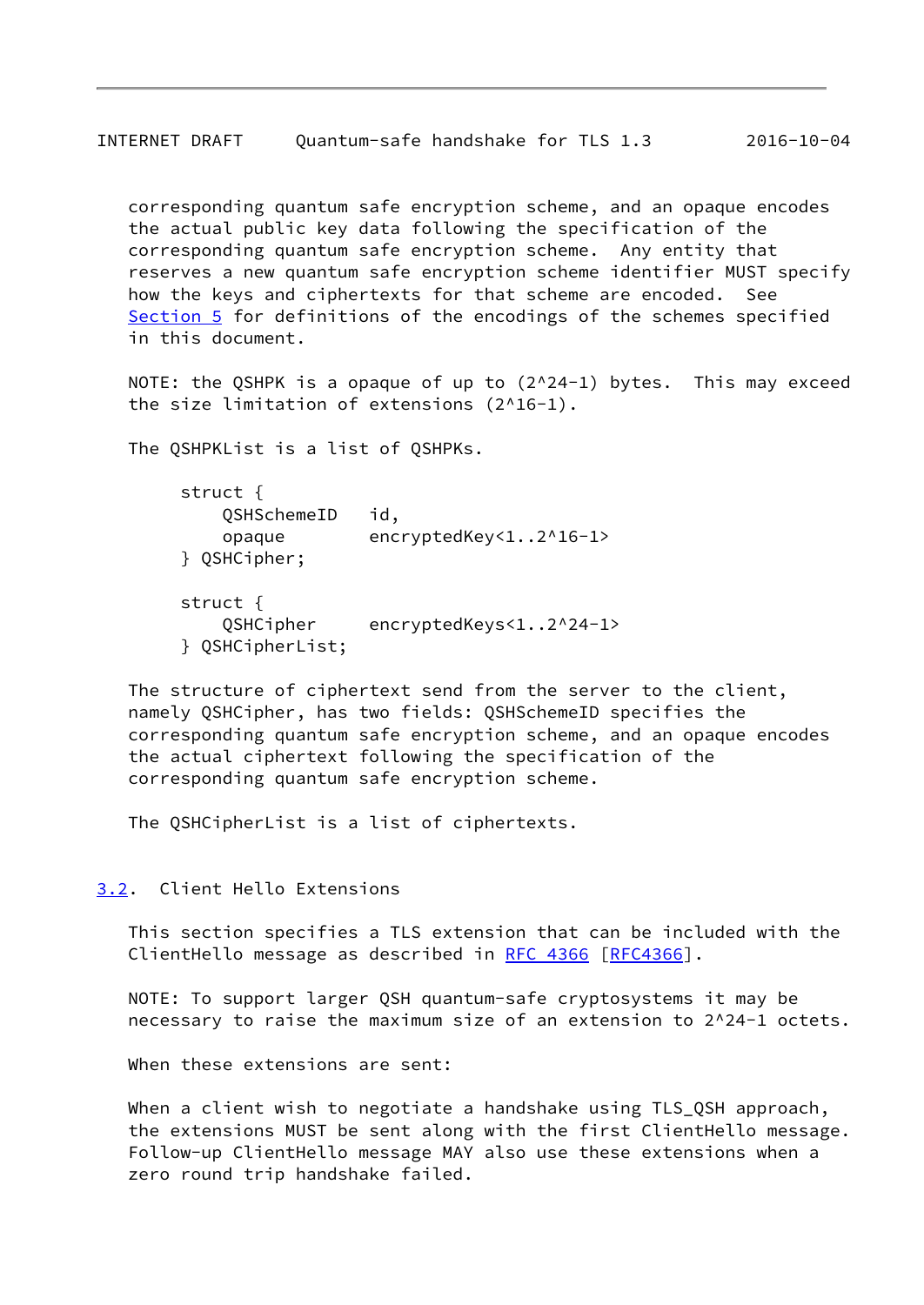corresponding quantum safe encryption scheme, and an opaque encodes the actual public key data following the specification of the corresponding quantum safe encryption scheme. Any entity that reserves a new quantum safe encryption scheme identifier MUST specify how the keys and ciphertexts for that scheme are encoded. See Section 5 for definitions of the encodings of the schemes specified in this document.

NOTE: the QSHPK is a opaque of up to (2^24-1) bytes. This may exceed the size limitation of extensions (2^16-1).

The QSHPKList is a list of QSHPKs.

```
struct {
    QSHSchemeID   id,
    opaque        encryptedKey<1..2^16-1>
} QSHCipher;

struct {
    QSHCipher     encryptedKeys<1..2^24-1>
} QSHCipherList;
```

The structure of ciphertext send from the server to the client, namely QSHCipher, has two fields: QSHSchemeID specifies the corresponding quantum safe encryption scheme, and an opaque encodes the actual ciphertext following the specification of the corresponding quantum safe encryption scheme.

The QSHCipherList is a list of ciphertexts.

## 3.2. Client Hello Extensions

This section specifies a TLS extension that can be included with the ClientHello message as described in RFC 4366 [RFC4366].

NOTE: To support larger QSH quantum-safe cryptosystems it may be necessary to raise the maximum size of an extension to 2^24-1 octets.

When these extensions are sent:

When a client wish to negotiate a handshake using TLS_QSH approach, the extensions MUST be sent along with the first ClientHello message. Follow-up ClientHello message MAY also use these extensions when a zero round trip handshake failed.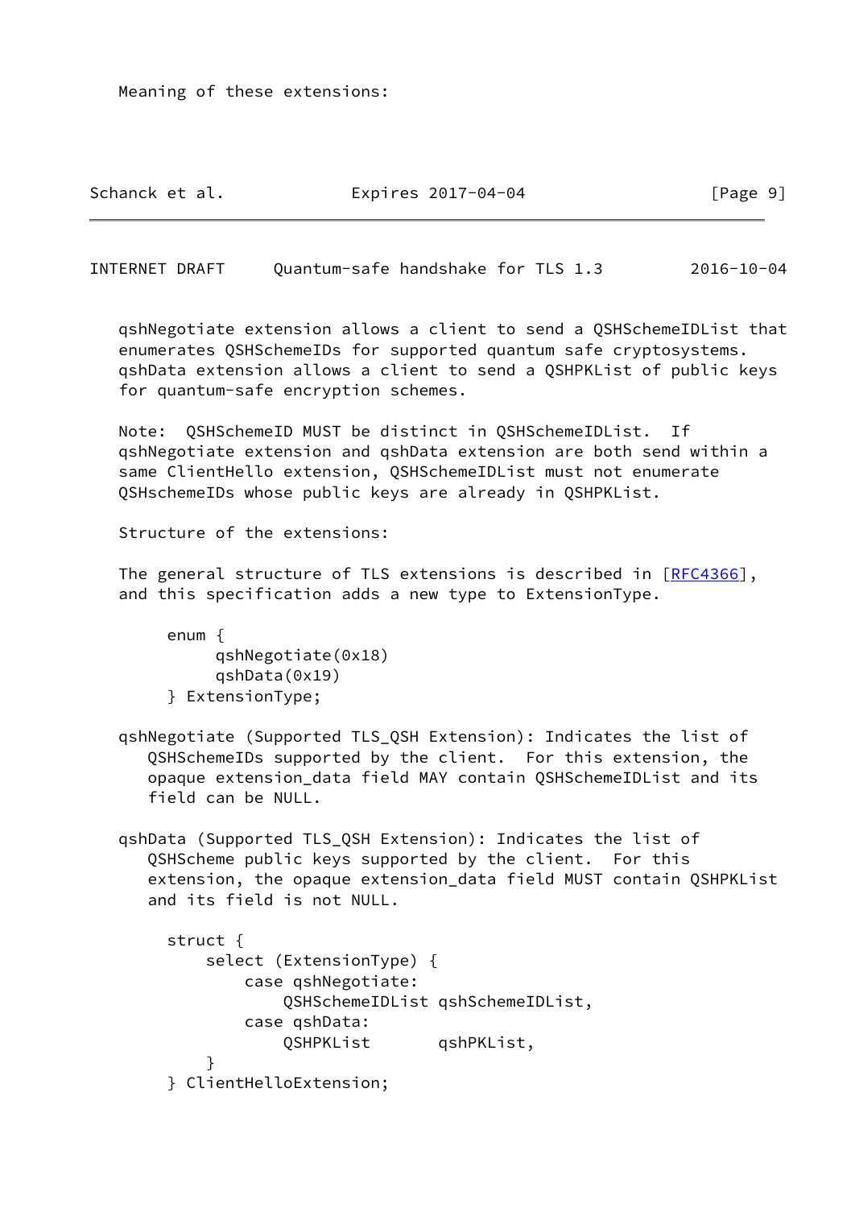Meaning of these extensions:

qshNegotiate extension allows a client to send a QSHSchemeIDList that enumerates QSHSchemeIDs for supported quantum safe cryptosystems. qshData extension allows a client to send a QSHPKList of public keys for quantum-safe encryption schemes.

Note: QSHSchemeID MUST be distinct in QSHSchemeIDList. If qshNegotiate extension and qshData extension are both send within a same ClientHello extension, QSHSchemeIDList must not enumerate QSHschemeIDs whose public keys are already in QSHPKList.

Structure of the extensions:

The general structure of TLS extensions is described in [RFC4366], and this specification adds a new type to ExtensionType.

```
enum {
     qshNegotiate(0x18)
     qshData(0x19)
} ExtensionType;
```

qshNegotiate (Supported TLS_QSH Extension): Indicates the list of QSHSchemeIDs supported by the client. For this extension, the opaque extension_data field MAY contain QSHSchemeIDList and its field can be NULL.

qshData (Supported TLS_QSH Extension): Indicates the list of QSHScheme public keys supported by the client. For this extension, the opaque extension_data field MUST contain QSHPKList and its field is not NULL.

```
struct {
    select (ExtensionType) {
        case qshNegotiate:
            QSHSchemeIDList qshSchemeIDList,
        case qshData:
            QSHPKList       qshPKList,
    }
} ClientHelloExtension;
```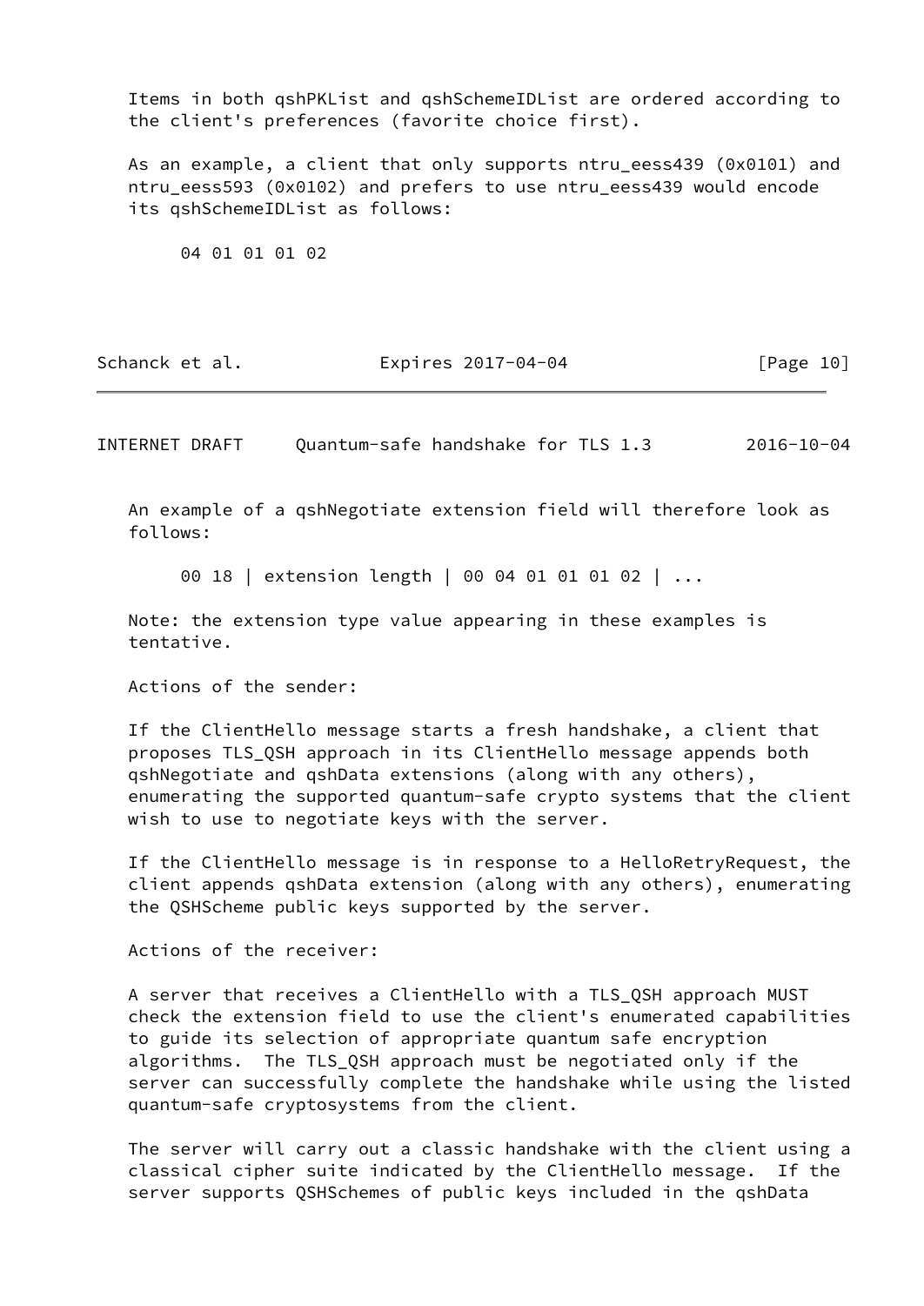Items in both qshPKList and qshSchemeIDList are ordered according to the client's preferences (favorite choice first).

As an example, a client that only supports ntru_eess439 (0x0101) and ntru_eess593 (0x0102) and prefers to use ntru_eess439 would encode its qshSchemeIDList as follows:

```
04 01 01 01 02
```

An example of a qshNegotiate extension field will therefore look as follows:

```
00 18 | extension length | 00 04 01 01 01 02 | ...
```

Note: the extension type value appearing in these examples is tentative.

Actions of the sender:

If the ClientHello message starts a fresh handshake, a client that proposes TLS_QSH approach in its ClientHello message appends both qshNegotiate and qshData extensions (along with any others), enumerating the supported quantum-safe crypto systems that the client wish to use to negotiate keys with the server.

If the ClientHello message is in response to a HelloRetryRequest, the client appends qshData extension (along with any others), enumerating the QSHScheme public keys supported by the server.

Actions of the receiver:

A server that receives a ClientHello with a TLS_QSH approach MUST check the extension field to use the client's enumerated capabilities to guide its selection of appropriate quantum safe encryption algorithms. The TLS_QSH approach must be negotiated only if the server can successfully complete the handshake while using the listed quantum-safe cryptosystems from the client.

The server will carry out a classic handshake with the client using a classical cipher suite indicated by the ClientHello message. If the server supports QSHSchemes of public keys included in the qshData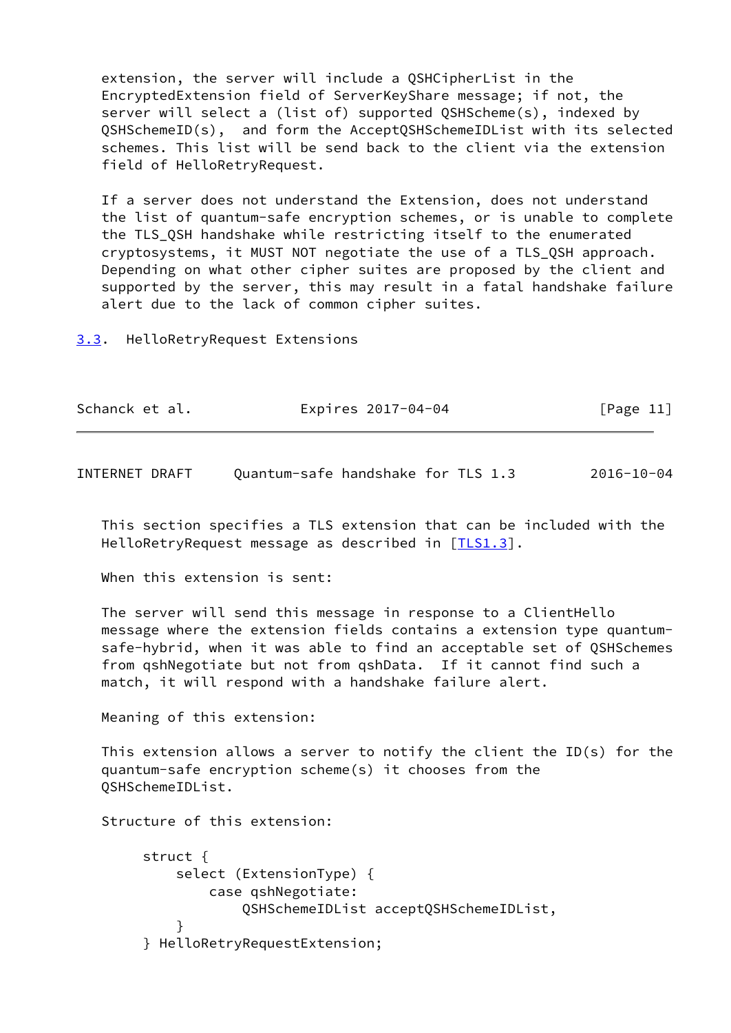extension, the server will include a QSHCipherList in the EncryptedExtension field of ServerKeyShare message; if not, the server will select a (list of) supported QSHScheme(s), indexed by QSHSchemeID(s), and form the AcceptQSHSchemeIDList with its selected schemes. This list will be send back to the client via the extension field of HelloRetryRequest.

If a server does not understand the Extension, does not understand the list of quantum-safe encryption schemes, or is unable to complete the TLS_QSH handshake while restricting itself to the enumerated cryptosystems, it MUST NOT negotiate the use of a TLS_QSH approach. Depending on what other cipher suites are proposed by the client and supported by the server, this may result in a fatal handshake failure alert due to the lack of common cipher suites.

### 3.3. HelloRetryRequest Extensions

This section specifies a TLS extension that can be included with the HelloRetryRequest message as described in [TLS1.3].

When this extension is sent:

The server will send this message in response to a ClientHello message where the extension fields contains a extension type quantum-safe-hybrid, when it was able to find an acceptable set of QSHSchemes from qshNegotiate but not from qshData. If it cannot find such a match, it will respond with a handshake failure alert.

Meaning of this extension:

This extension allows a server to notify the client the ID(s) for the quantum-safe encryption scheme(s) it chooses from the QSHSchemeIDList.

Structure of this extension:

```
struct {
    select (ExtensionType) {
        case qshNegotiate:
            QSHSchemeIDList acceptQSHSchemeIDList,
    }
} HelloRetryRequestExtension;
```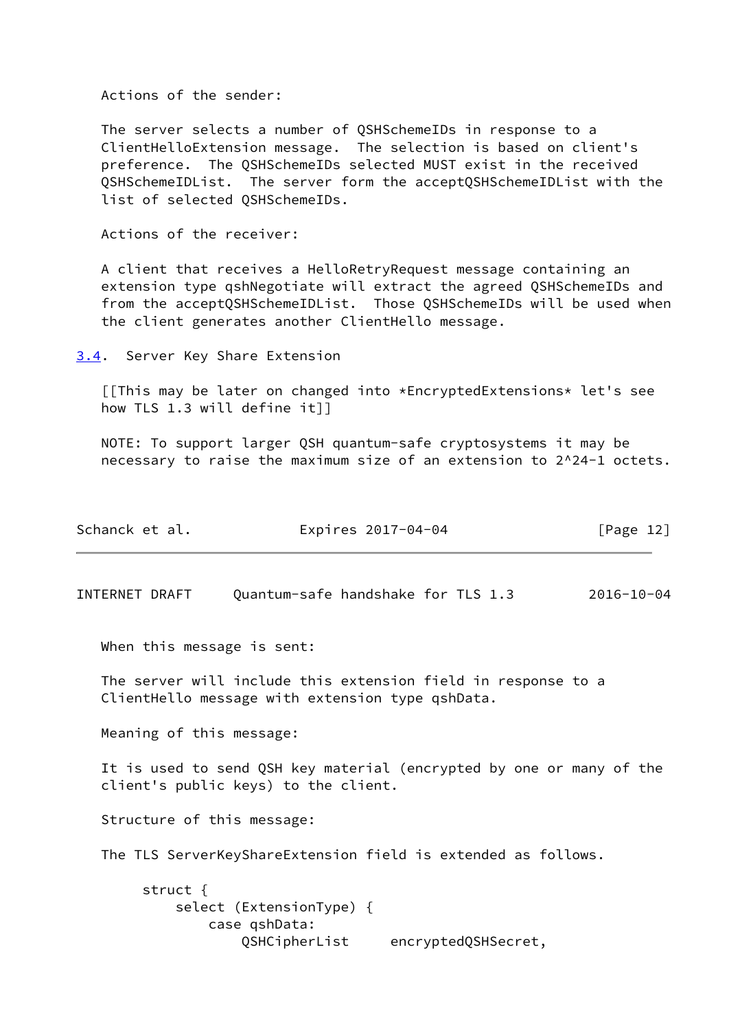Actions of the sender:

The server selects a number of QSHSchemeIDs in response to a ClientHelloExtension message. The selection is based on client's preference. The QSHSchemeIDs selected MUST exist in the received QSHSchemeIDList. The server form the acceptQSHSchemeIDList with the list of selected QSHSchemeIDs.

Actions of the receiver:

A client that receives a HelloRetryRequest message containing an extension type qshNegotiate will extract the agreed QSHSchemeIDs and from the acceptQSHSchemeIDList. Those QSHSchemeIDs will be used when the client generates another ClientHello message.

### 3.4. Server Key Share Extension

[[This may be later on changed into *EncryptedExtensions* let's see how TLS 1.3 will define it]]

NOTE: To support larger QSH quantum-safe cryptosystems it may be necessary to raise the maximum size of an extension to 2^24-1 octets.

When this message is sent:

The server will include this extension field in response to a ClientHello message with extension type qshData.

Meaning of this message:

It is used to send QSH key material (encrypted by one or many of the client's public keys) to the client.

Structure of this message:

The TLS ServerKeyShareExtension field is extended as follows.

```
     struct {
         select (ExtensionType) {
             case qshData:
                 QSHCipherList     encryptedQSHSecret,
```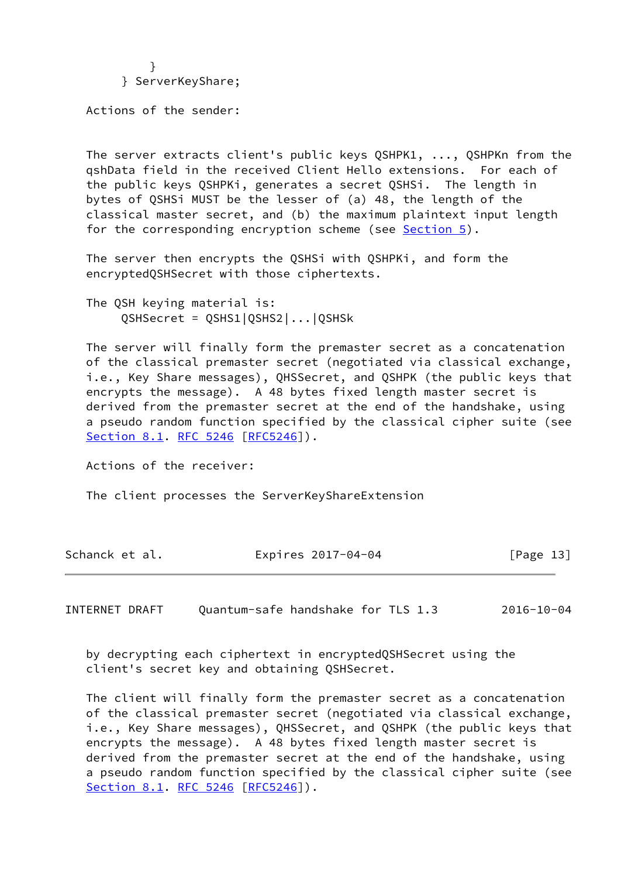```
        }
    } ServerKeyShare;
```

Actions of the sender:

The server extracts client's public keys QSHPK1, ..., QSHPKn from the qshData field in the received Client Hello extensions. For each of the public keys QSHPKi, generates a secret QSHSi. The length in bytes of QSHSi MUST be the lesser of (a) 48, the length of the classical master secret, and (b) the maximum plaintext input length for the corresponding encryption scheme (see Section 5).

The server then encrypts the QSHSi with QSHPKi, and form the encryptedQSHSecret with those ciphertexts.

The QSH keying material is:

```
QSHSecret = QSHS1|QSHS2|...|QSHSk
```

The server will finally form the premaster secret as a concatenation of the classical premaster secret (negotiated via classical exchange, i.e., Key Share messages), QHSSecret, and QSHPK (the public keys that encrypts the message). A 48 bytes fixed length master secret is derived from the premaster secret at the end of the handshake, using a pseudo random function specified by the classical cipher suite (see Section 8.1. RFC 5246 [RFC5246]).

Actions of the receiver:

The client processes the ServerKeyShareExtension by decrypting each ciphertext in encryptedQSHSecret using the client's secret key and obtaining QSHSecret.

The client will finally form the premaster secret as a concatenation of the classical premaster secret (negotiated via classical exchange, i.e., Key Share messages), QHSSecret, and QSHPK (the public keys that encrypts the message). A 48 bytes fixed length master secret is derived from the premaster secret at the end of the handshake, using a pseudo random function specified by the classical cipher suite (see Section 8.1. RFC 5246 [RFC5246]).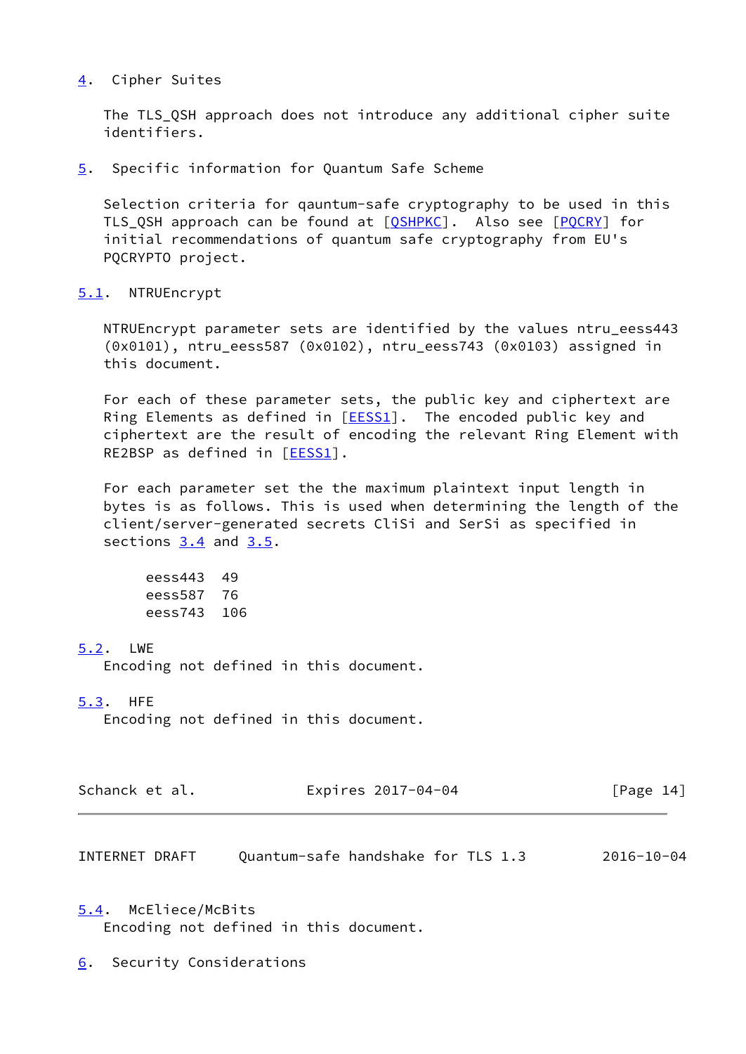## 4. Cipher Suites

The TLS_QSH approach does not introduce any additional cipher suite identifiers.

## 5. Specific information for Quantum Safe Scheme

Selection criteria for qauntum-safe cryptography to be used in this TLS_QSH approach can be found at [QSHPKC]. Also see [PQCRY] for initial recommendations of quantum safe cryptography from EU's PQCRYPTO project.

### 5.1. NTRUEncrypt

NTRUEncrypt parameter sets are identified by the values ntru_eess443 (0x0101), ntru_eess587 (0x0102), ntru_eess743 (0x0103) assigned in this document.

For each of these parameter sets, the public key and ciphertext are Ring Elements as defined in [EESS1]. The encoded public key and ciphertext are the result of encoding the relevant Ring Element with RE2BSP as defined in [EESS1].

For each parameter set the the maximum plaintext input length in bytes is as follows. This is used when determining the length of the client/server-generated secrets CliSi and SerSi as specified in sections 3.4 and 3.5.

```
eess443  49
eess587  76
eess743  106
```

### 5.2. LWE

Encoding not defined in this document.

### 5.3. HFE

Encoding not defined in this document.

### 5.4. McEliece/McBits

Encoding not defined in this document.

## 6. Security Considerations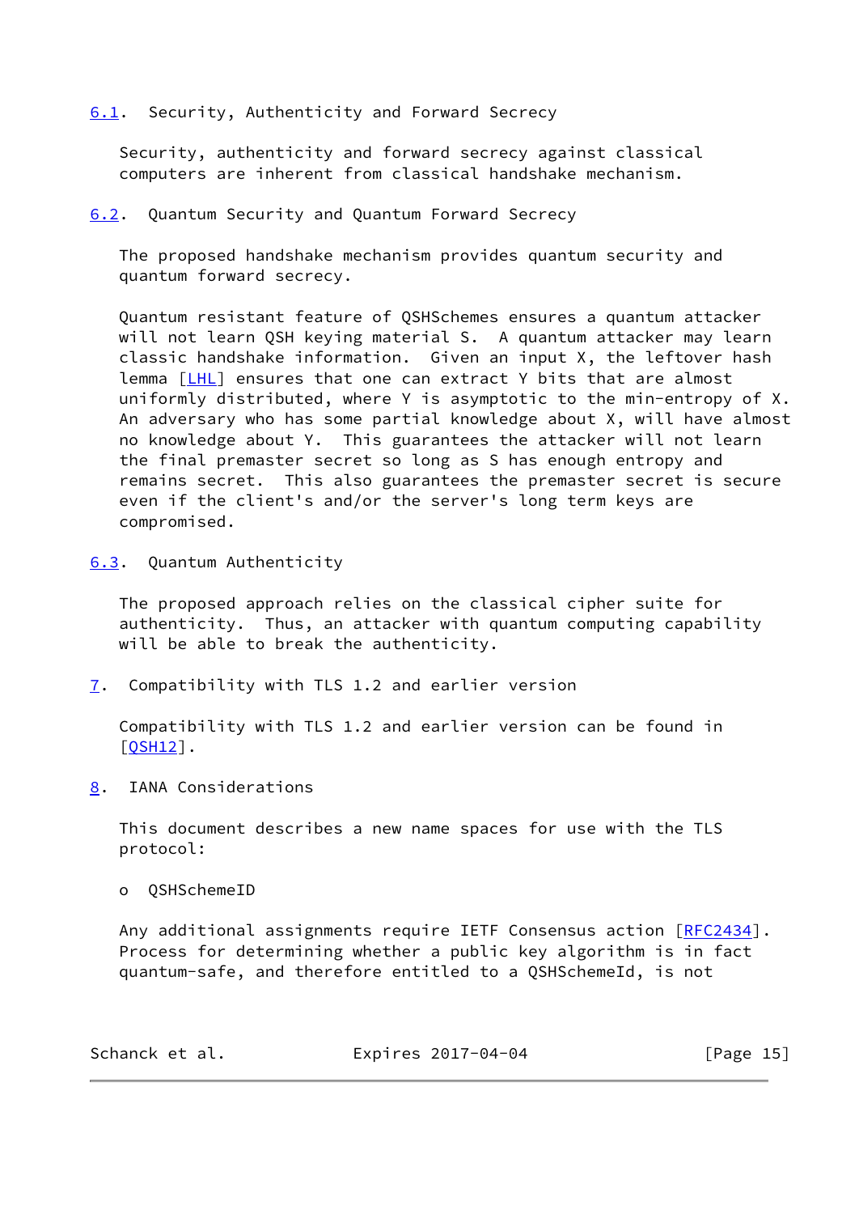### 6.1. Security, Authenticity and Forward Secrecy

Security, authenticity and forward secrecy against classical computers are inherent from classical handshake mechanism.

### 6.2. Quantum Security and Quantum Forward Secrecy

The proposed handshake mechanism provides quantum security and quantum forward secrecy.

Quantum resistant feature of QSHSchemes ensures a quantum attacker will not learn QSH keying material S. A quantum attacker may learn classic handshake information. Given an input X, the leftover hash lemma [LHL] ensures that one can extract Y bits that are almost uniformly distributed, where Y is asymptotic to the min-entropy of X. An adversary who has some partial knowledge about X, will have almost no knowledge about Y. This guarantees the attacker will not learn the final premaster secret so long as S has enough entropy and remains secret. This also guarantees the premaster secret is secure even if the client's and/or the server's long term keys are compromised.

### 6.3. Quantum Authenticity

The proposed approach relies on the classical cipher suite for authenticity. Thus, an attacker with quantum computing capability will be able to break the authenticity.

## 7. Compatibility with TLS 1.2 and earlier version

Compatibility with TLS 1.2 and earlier version can be found in [QSH12].

## 8. IANA Considerations

This document describes a new name spaces for use with the TLS protocol:

- QSHSchemeID

Any additional assignments require IETF Consensus action [RFC2434]. Process for determining whether a public key algorithm is in fact quantum-safe, and therefore entitled to a QSHSchemeId, is not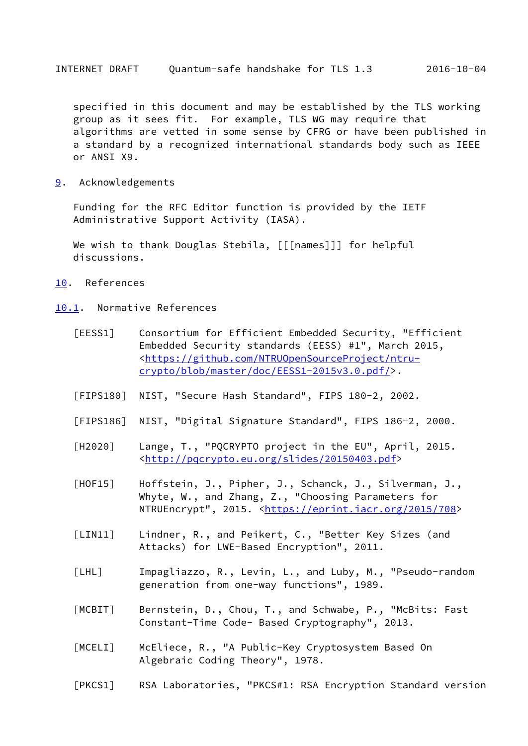specified in this document and may be established by the TLS working group as it sees fit. For example, TLS WG may require that algorithms are vetted in some sense by CFRG or have been published in a standard by a recognized international standards body such as IEEE or ANSI X9.

## 9. Acknowledgements

Funding for the RFC Editor function is provided by the IETF Administrative Support Activity (IASA).

We wish to thank Douglas Stebila, [[[names]]] for helpful discussions.

## 10. References

### 10.1. Normative References

[EESS1] Consortium for Efficient Embedded Security, "Efficient Embedded Security standards (EESS) #1", March 2015, <https://github.com/NTRUOpenSourceProject/ntru-crypto/blob/master/doc/EESS1-2015v3.0.pdf/>.

[FIPS180] NIST, "Secure Hash Standard", FIPS 180-2, 2002.

[FIPS186] NIST, "Digital Signature Standard", FIPS 186-2, 2000.

[H2020] Lange, T., "PQCRYPTO project in the EU", April, 2015. <http://pqcrypto.eu.org/slides/20150403.pdf>

[HOF15] Hoffstein, J., Pipher, J., Schanck, J., Silverman, J., Whyte, W., and Zhang, Z., "Choosing Parameters for NTRUEncrypt", 2015. <https://eprint.iacr.org/2015/708>

[LIN11] Lindner, R., and Peikert, C., "Better Key Sizes (and Attacks) for LWE-Based Encryption", 2011.

[LHL] Impagliazzo, R., Levin, L., and Luby, M., "Pseudo-random generation from one-way functions", 1989.

[MCBIT] Bernstein, D., Chou, T., and Schwabe, P., "McBits: Fast Constant-Time Code- Based Cryptography", 2013.

[MCELI] McEliece, R., "A Public-Key Cryptosystem Based On Algebraic Coding Theory", 1978.

[PKCS1] RSA Laboratories, "PKCS#1: RSA Encryption Standard version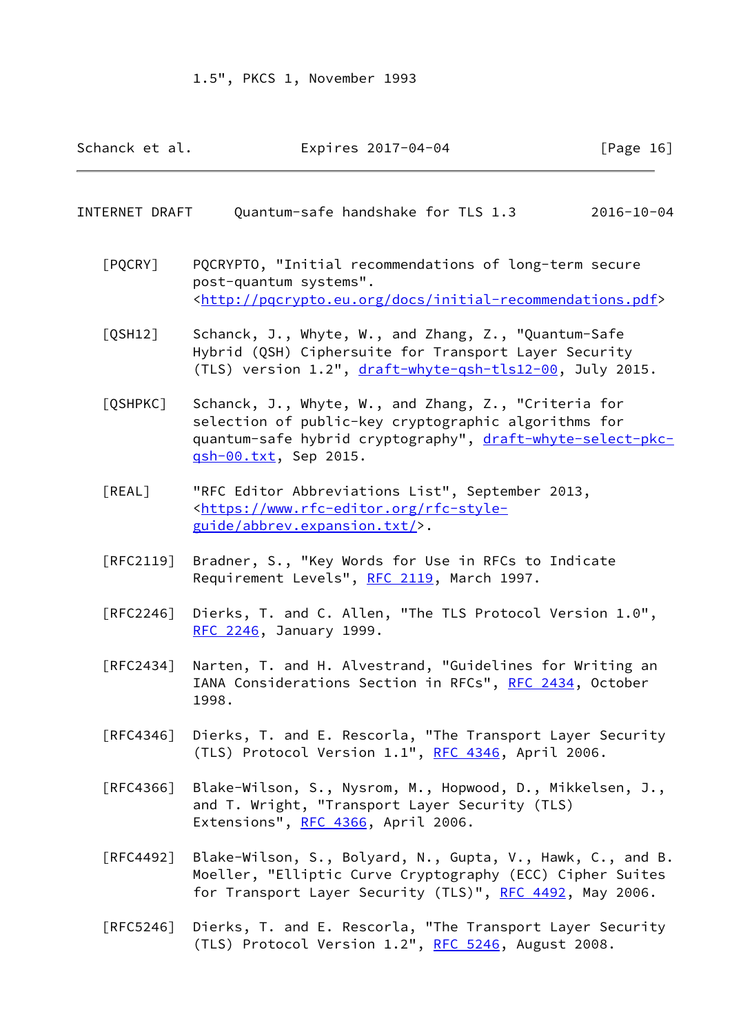1.5", PKCS 1, November 1993

[PQCRY] PQCRYPTO, "Initial recommendations of long-term secure post-quantum systems". <http://pqcrypto.eu.org/docs/initial-recommendations.pdf>

[QSH12] Schanck, J., Whyte, W., and Zhang, Z., "Quantum-Safe Hybrid (QSH) Ciphersuite for Transport Layer Security (TLS) version 1.2", draft-whyte-qsh-tls12-00, July 2015.

[QSHPKC] Schanck, J., Whyte, W., and Zhang, Z., "Criteria for selection of public-key cryptographic algorithms for quantum-safe hybrid cryptography", draft-whyte-select-pkc-qsh-00.txt, Sep 2015.

[REAL] "RFC Editor Abbreviations List", September 2013, <https://www.rfc-editor.org/rfc-style-guide/abbrev.expansion.txt/>.

[RFC2119] Bradner, S., "Key Words for Use in RFCs to Indicate Requirement Levels", RFC 2119, March 1997.

[RFC2246] Dierks, T. and C. Allen, "The TLS Protocol Version 1.0", RFC 2246, January 1999.

[RFC2434] Narten, T. and H. Alvestrand, "Guidelines for Writing an IANA Considerations Section in RFCs", RFC 2434, October 1998.

[RFC4346] Dierks, T. and E. Rescorla, "The Transport Layer Security (TLS) Protocol Version 1.1", RFC 4346, April 2006.

[RFC4366] Blake-Wilson, S., Nysrom, M., Hopwood, D., Mikkelsen, J., and T. Wright, "Transport Layer Security (TLS) Extensions", RFC 4366, April 2006.

[RFC4492] Blake-Wilson, S., Bolyard, N., Gupta, V., Hawk, C., and B. Moeller, "Elliptic Curve Cryptography (ECC) Cipher Suites for Transport Layer Security (TLS)", RFC 4492, May 2006.

[RFC5246] Dierks, T. and E. Rescorla, "The Transport Layer Security (TLS) Protocol Version 1.2", RFC 5246, August 2008.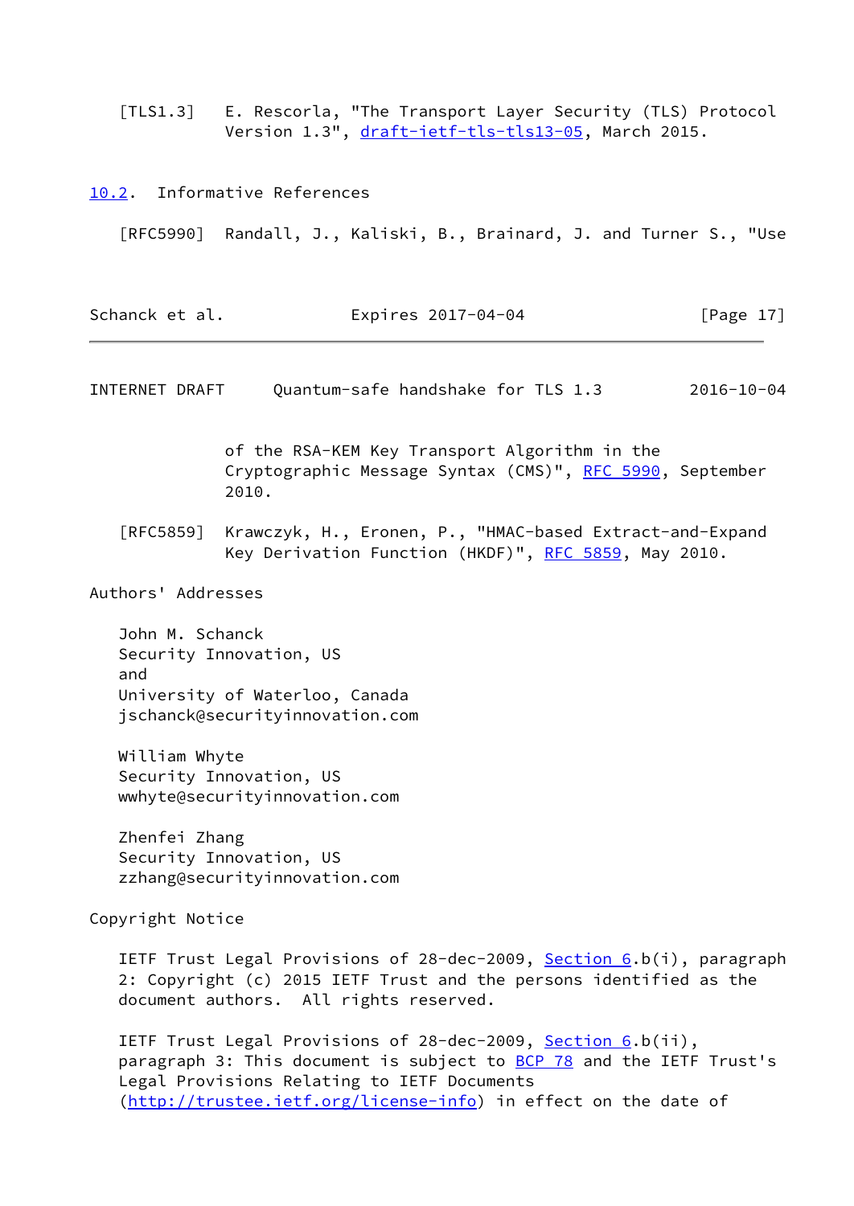[TLS1.3] E. Rescorla, "The Transport Layer Security (TLS) Protocol Version 1.3", draft-ietf-tls-tls13-05, March 2015.

## 10.2. Informative References

[RFC5990] Randall, J., Kaliski, B., Brainard, J. and Turner S., "Use of the RSA-KEM Key Transport Algorithm in the Cryptographic Message Syntax (CMS)", RFC 5990, September 2010.

[RFC5859] Krawczyk, H., Eronen, P., "HMAC-based Extract-and-Expand Key Derivation Function (HKDF)", RFC 5859, May 2010.

## Authors' Addresses

John M. Schanck
Security Innovation, US
and
University of Waterloo, Canada
jschanck@securityinnovation.com

William Whyte
Security Innovation, US
wwhyte@securityinnovation.com

Zhenfei Zhang
Security Innovation, US
zzhang@securityinnovation.com

## Copyright Notice

IETF Trust Legal Provisions of 28-dec-2009, Section 6.b(i), paragraph 2: Copyright (c) 2015 IETF Trust and the persons identified as the document authors. All rights reserved.

IETF Trust Legal Provisions of 28-dec-2009, Section 6.b(ii), paragraph 3: This document is subject to BCP 78 and the IETF Trust's Legal Provisions Relating to IETF Documents (http://trustee.ietf.org/license-info) in effect on the date of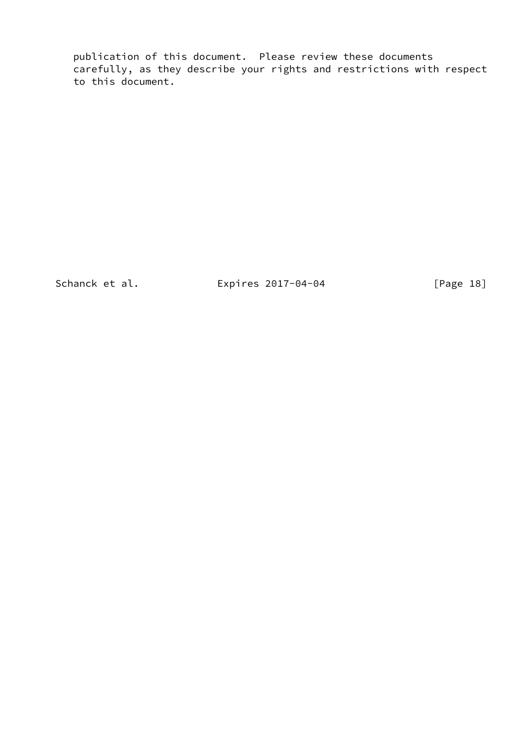publication of this document. Please review these documents carefully, as they describe your rights and restrictions with respect to this document.